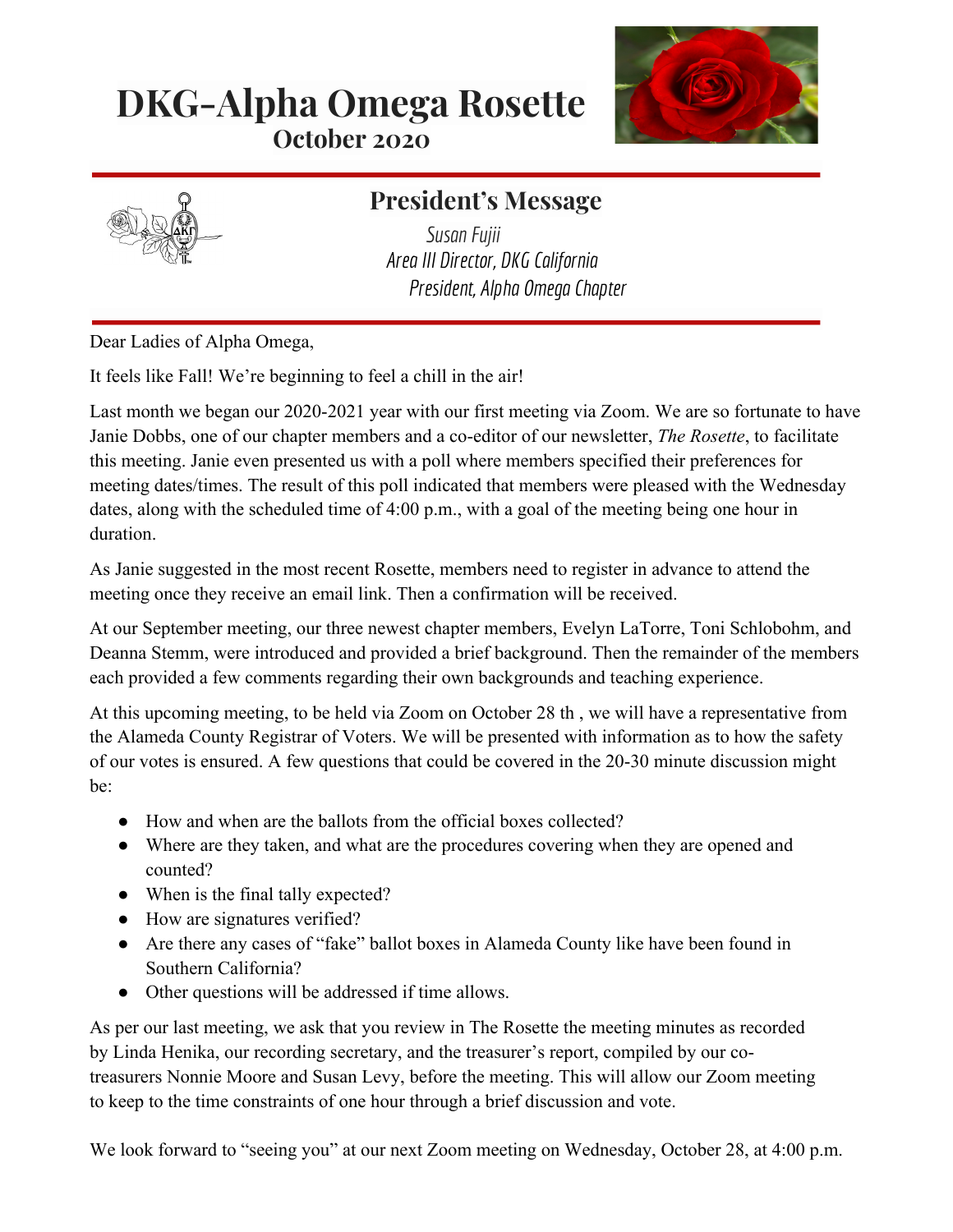# DKG-Alpha Omega Rosette

## October 2020

## President's Message

*Susan Fujii*
*Area III Director, DKG California*
*President, Alpha Omega Chapter*

Dear Ladies of Alpha Omega,

It feels like Fall! We're beginning to feel a chill in the air!

Last month we began our 2020-2021 year with our first meeting via Zoom. We are so fortunate to have Janie Dobbs, one of our chapter members and a co-editor of our newsletter, *The Rosette*, to facilitate this meeting. Janie even presented us with a poll where members specified their preferences for meeting dates/times. The result of this poll indicated that members were pleased with the Wednesday dates, along with the scheduled time of 4:00 p.m., with a goal of the meeting being one hour in duration.

As Janie suggested in the most recent Rosette, members need to register in advance to attend the meeting once they receive an email link. Then a confirmation will be received.

At our September meeting, our three newest chapter members, Evelyn LaTorre, Toni Schlobohm, and Deanna Stemm, were introduced and provided a brief background. Then the remainder of the members each provided a few comments regarding their own backgrounds and teaching experience.

At this upcoming meeting, to be held via Zoom on October 28 th , we will have a representative from the Alameda County Registrar of Voters. We will be presented with information as to how the safety of our votes is ensured. A few questions that could be covered in the 20-30 minute discussion might be:

- How and when are the ballots from the official boxes collected?
- Where are they taken, and what are the procedures covering when they are opened and counted?
- When is the final tally expected?
- How are signatures verified?
- Are there any cases of "fake" ballot boxes in Alameda County like have been found in Southern California?
- Other questions will be addressed if time allows.

As per our last meeting, we ask that you review in The Rosette the meeting minutes as recorded by Linda Henika, our recording secretary, and the treasurer's report, compiled by our co-treasurers Nonnie Moore and Susan Levy, before the meeting. This will allow our Zoom meeting to keep to the time constraints of one hour through a brief discussion and vote.

We look forward to "seeing you" at our next Zoom meeting on Wednesday, October 28, at 4:00 p.m.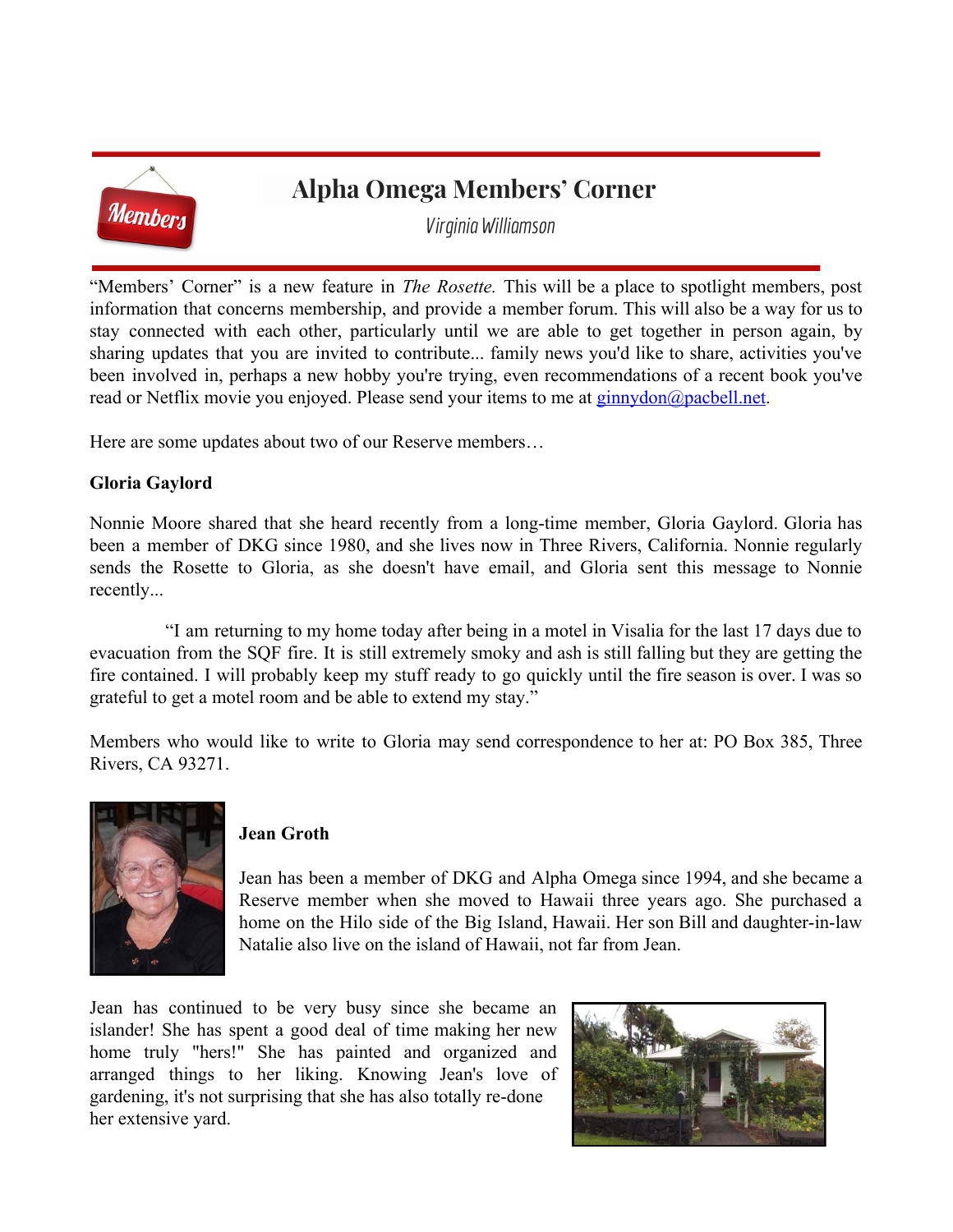# Alpha Omega Members' Corner

Virginia Williamson

"Members' Corner" is a new feature in *The Rosette.* This will be a place to spotlight members, post information that concerns membership, and provide a member forum. This will also be a way for us to stay connected with each other, particularly until we are able to get together in person again, by sharing updates that you are invited to contribute... family news you'd like to share, activities you've been involved in, perhaps a new hobby you're trying, even recommendations of a recent book you've read or Netflix movie you enjoyed. Please send your items to me at ginnydon@pacbell.net.

Here are some updates about two of our Reserve members…

**Gloria Gaylord**

Nonnie Moore shared that she heard recently from a long-time member, Gloria Gaylord. Gloria has been a member of DKG since 1980, and she lives now in Three Rivers, California. Nonnie regularly sends the Rosette to Gloria, as she doesn't have email, and Gloria sent this message to Nonnie recently...

"I am returning to my home today after being in a motel in Visalia for the last 17 days due to evacuation from the SQF fire. It is still extremely smoky and ash is still falling but they are getting the fire contained. I will probably keep my stuff ready to go quickly until the fire season is over. I was so grateful to get a motel room and be able to extend my stay."

Members who would like to write to Gloria may send correspondence to her at: PO Box 385, Three Rivers, CA 93271.

**Jean Groth**

Jean has been a member of DKG and Alpha Omega since 1994, and she became a Reserve member when she moved to Hawaii three years ago. She purchased a home on the Hilo side of the Big Island, Hawaii. Her son Bill and daughter-in-law Natalie also live on the island of Hawaii, not far from Jean.

Jean has continued to be very busy since she became an islander! She has spent a good deal of time making her new home truly "hers!" She has painted and organized and arranged things to her liking. Knowing Jean's love of gardening, it's not surprising that she has also totally re-done her extensive yard.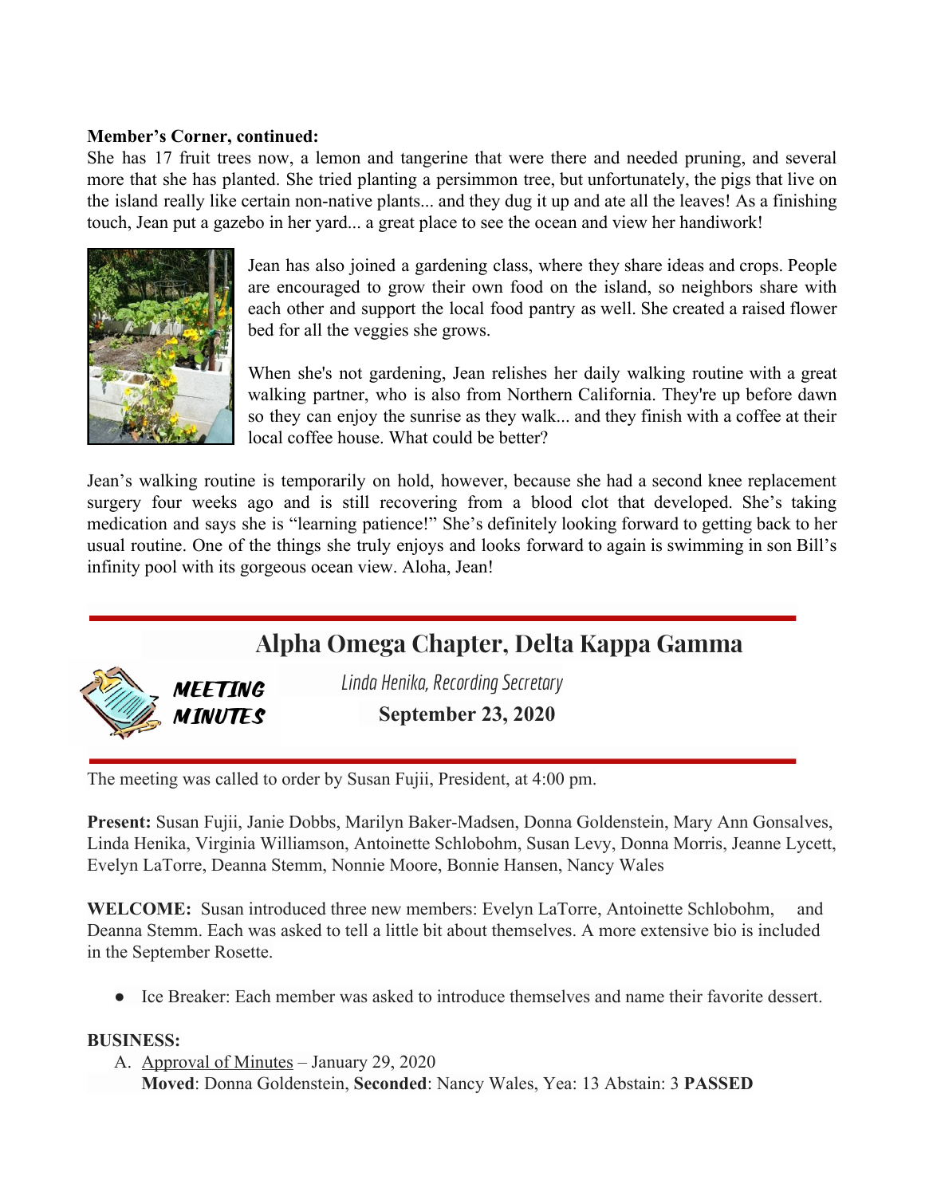**Member's Corner, continued:**

She has 17 fruit trees now, a lemon and tangerine that were there and needed pruning, and several more that she has planted. She tried planting a persimmon tree, but unfortunately, the pigs that live on the island really like certain non-native plants... and they dug it up and ate all the leaves! As a finishing touch, Jean put a gazebo in her yard... a great place to see the ocean and view her handiwork!

Jean has also joined a gardening class, where they share ideas and crops. People are encouraged to grow their own food on the island, so neighbors share with each other and support the local food pantry as well. She created a raised flower bed for all the veggies she grows.

When she's not gardening, Jean relishes her daily walking routine with a great walking partner, who is also from Northern California. They're up before dawn so they can enjoy the sunrise as they walk... and they finish with a coffee at their local coffee house. What could be better?

Jean's walking routine is temporarily on hold, however, because she had a second knee replacement surgery four weeks ago and is still recovering from a blood clot that developed. She's taking medication and says she is "learning patience!" She's definitely looking forward to getting back to her usual routine. One of the things she truly enjoys and looks forward to again is swimming in son Bill's infinity pool with its gorgeous ocean view. Aloha, Jean!

## Alpha Omega Chapter, Delta Kappa Gamma

**MEETING MINUTES**

*Linda Henika, Recording Secretary*

**September 23, 2020**

The meeting was called to order by Susan Fujii, President, at 4:00 pm.

**Present:** Susan Fujii, Janie Dobbs, Marilyn Baker-Madsen, Donna Goldenstein, Mary Ann Gonsalves, Linda Henika, Virginia Williamson, Antoinette Schlobohm, Susan Levy, Donna Morris, Jeanne Lycett, Evelyn LaTorre, Deanna Stemm, Nonnie Moore, Bonnie Hansen, Nancy Wales

**WELCOME:** Susan introduced three new members: Evelyn LaTorre, Antoinette Schlobohm, and Deanna Stemm. Each was asked to tell a little bit about themselves. A more extensive bio is included in the September Rosette.

- Ice Breaker: Each member was asked to introduce themselves and name their favorite dessert.

**BUSINESS:**

A. Approval of Minutes – January 29, 2020
   **Moved**: Donna Goldenstein, **Seconded**: Nancy Wales, Yea: 13 Abstain: 3 **PASSED**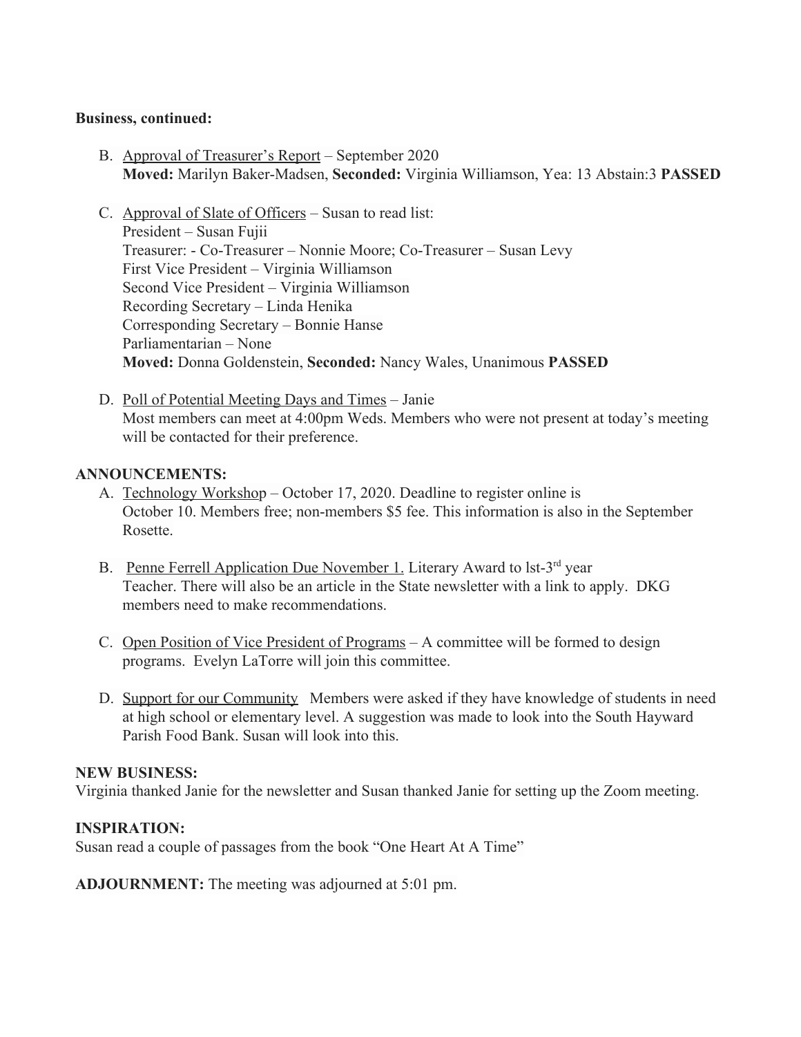**Business, continued:**

B. Approval of Treasurer's Report – September 2020
   **Moved:** Marilyn Baker-Madsen, **Seconded:** Virginia Williamson, Yea: 13 Abstain:3 **PASSED**

C. Approval of Slate of Officers – Susan to read list:
   President – Susan Fujii
   Treasurer: - Co-Treasurer – Nonnie Moore; Co-Treasurer – Susan Levy
   First Vice President – Virginia Williamson
   Second Vice President – Virginia Williamson
   Recording Secretary – Linda Henika
   Corresponding Secretary – Bonnie Hanse
   Parliamentarian – None
   **Moved:** Donna Goldenstein, **Seconded:** Nancy Wales, Unanimous **PASSED**

D. Poll of Potential Meeting Days and Times – Janie
   Most members can meet at 4:00pm Weds. Members who were not present at today's meeting will be contacted for their preference.

**ANNOUNCEMENTS:**

A. Technology Workshop – October 17, 2020. Deadline to register online is October 10. Members free; non-members $5 fee. This information is also in the September Rosette.

B. Penne Ferrell Application Due November 1. Literary Award to lst-3rd year Teacher. There will also be an article in the State newsletter with a link to apply. DKG members need to make recommendations.

C. Open Position of Vice President of Programs – A committee will be formed to design programs. Evelyn LaTorre will join this committee.

D. Support for our Community Members were asked if they have knowledge of students in need at high school or elementary level. A suggestion was made to look into the South Hayward Parish Food Bank. Susan will look into this.

**NEW BUSINESS:**
Virginia thanked Janie for the newsletter and Susan thanked Janie for setting up the Zoom meeting.

**INSPIRATION:**
Susan read a couple of passages from the book "One Heart At A Time"

**ADJOURNMENT:** The meeting was adjourned at 5:01 pm.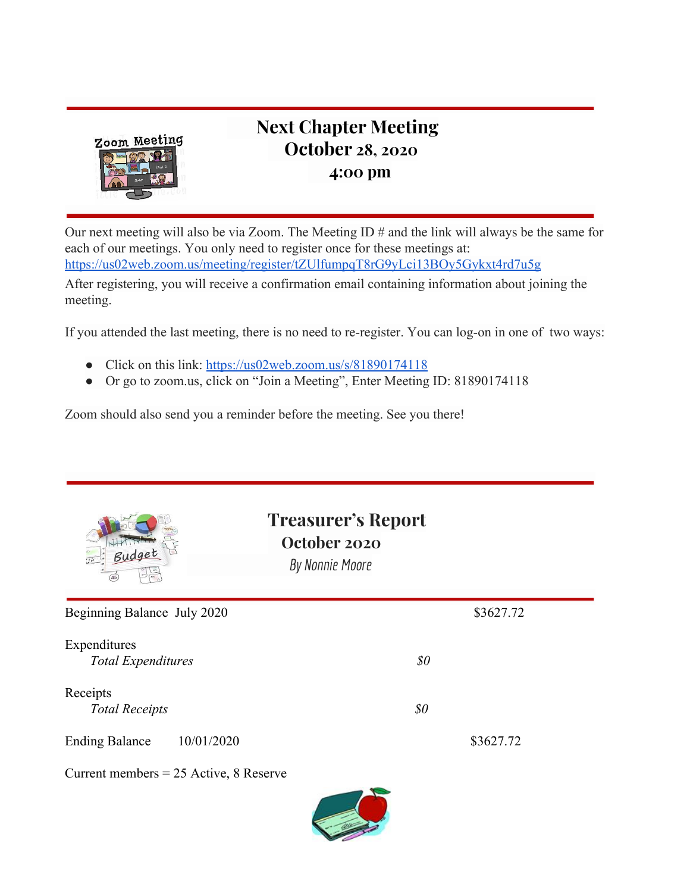## Next Chapter Meeting
## October 28, 2020
### 4:00 pm

Our next meeting will also be via Zoom. The Meeting ID # and the link will always be the same for each of our meetings. You only need to register once for these meetings at: https://us02web.zoom.us/meeting/register/tZUlfumpqT8rG9yLci13BOy5Gykxt4rd7u5g

After registering, you will receive a confirmation email containing information about joining the meeting.

If you attended the last meeting, there is no need to re-register. You can log-on in one of two ways:

- Click on this link: https://us02web.zoom.us/s/81890174118
- Or go to zoom.us, click on "Join a Meeting", Enter Meeting ID: 81890174118

Zoom should also send you a reminder before the meeting. See you there!

## Treasurer's Report
### October 2020
*By Nonnie Moore*

| | | |
|---|---|---|
| Beginning Balance July 2020 | | $3627.72 |
| Expenditures | | |
| *Total Expenditures* | *$0* | |
| Receipts | | |
| *Total Receipts* | *$0* | |
| Ending Balance 10/01/2020 | | $3627.72 |

Current members = 25 Active, 8 Reserve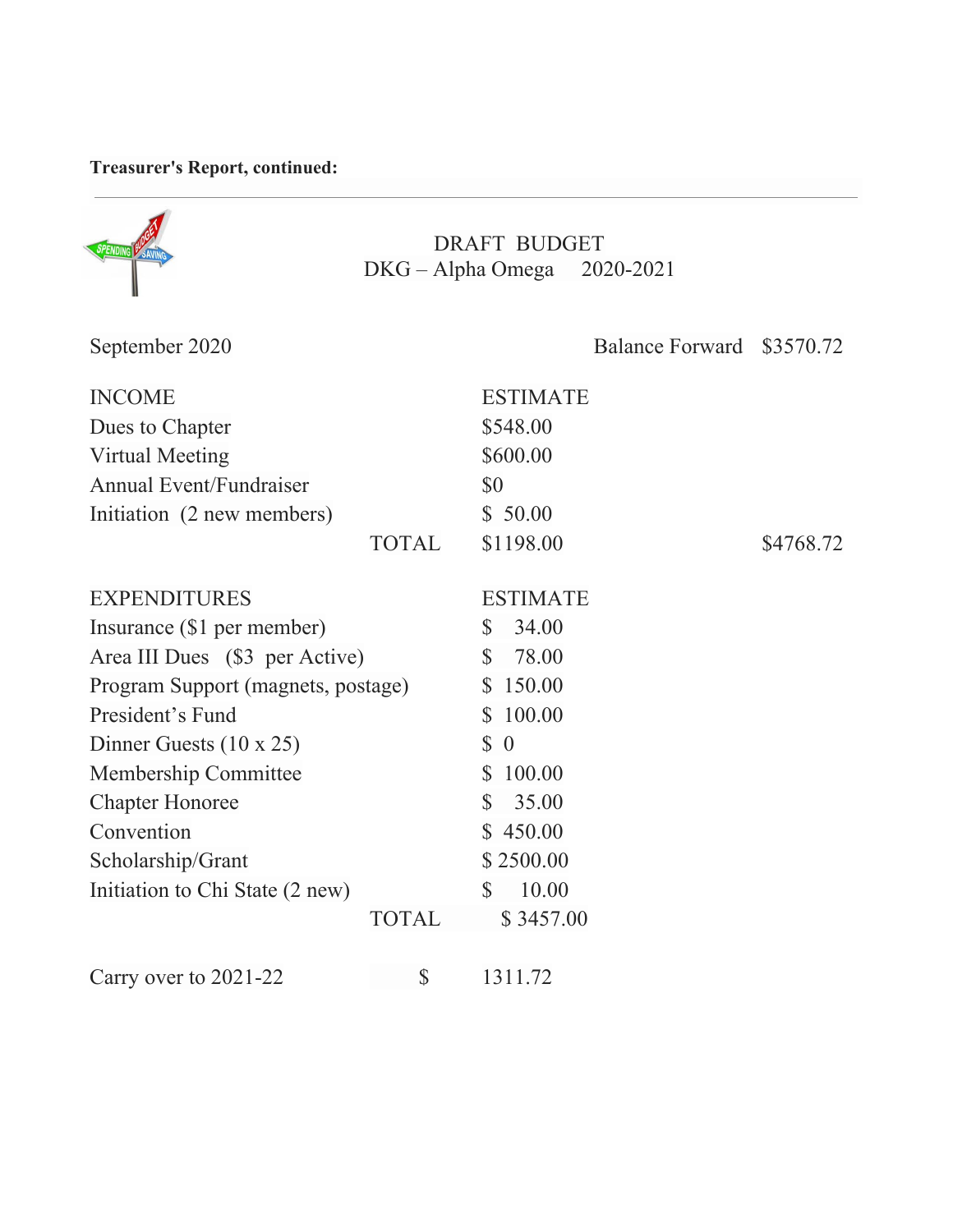**Treasurer's Report, continued:**

---

## DRAFT BUDGET
## DKG – Alpha Omega 2020-2021

| September 2020 | | | Balance Forward $3570.72 |
|---|---|---|---|
| **INCOME** | | **ESTIMATE** | |
| Dues to Chapter | | $548.00 | |
| Virtual Meeting | | $600.00 | |
| Annual Event/Fundraiser | | $0 | |
| Initiation (2 new members) | | $ 50.00 | |
| | TOTAL | $1198.00 | $4768.72 |
| **EXPENDITURES** | | **ESTIMATE** | |
| Insurance ($1 per member) | | $ 34.00 | |
| Area III Dues ($3 per Active) | | $ 78.00 | |
| Program Support (magnets, postage) | | $ 150.00 | |
| President's Fund | | $ 100.00 | |
| Dinner Guests (10 x 25) | | $ 0 | |
| Membership Committee | | $ 100.00 | |
| Chapter Honoree | | $ 35.00 | |
| Convention | | $ 450.00 | |
| Scholarship/Grant | | $ 2500.00 | |
| Initiation to Chi State (2 new) | | $ 10.00 | |
| | TOTAL | $ 3457.00 | |
| Carry over to 2021-22 | $ | 1311.72 | |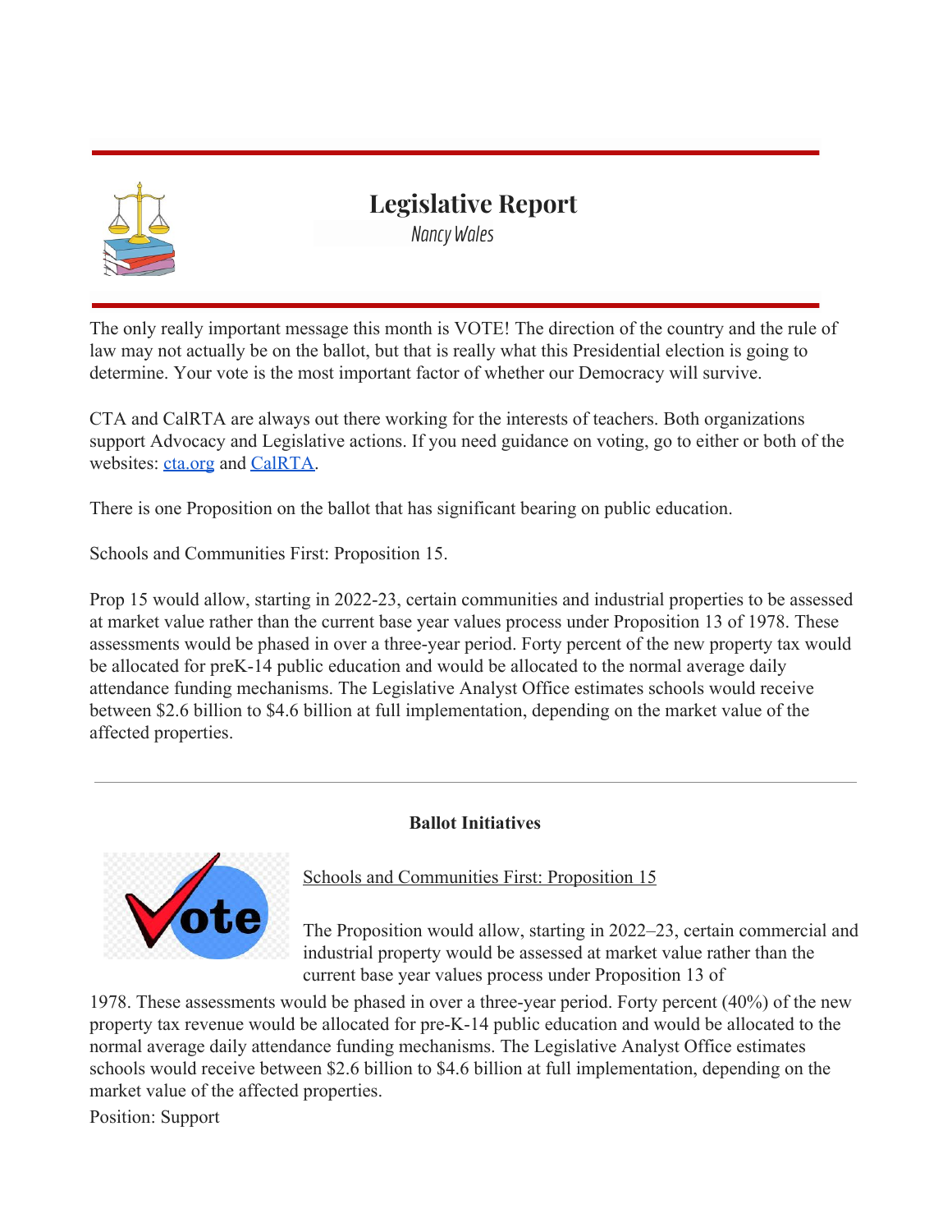# Legislative Report

*Nancy Wales*

The only really important message this month is VOTE! The direction of the country and the rule of law may not actually be on the ballot, but that is really what this Presidential election is going to determine. Your vote is the most important factor of whether our Democracy will survive.

CTA and CalRTA are always out there working for the interests of teachers. Both organizations support Advocacy and Legislative actions. If you need guidance on voting, go to either or both of the websites: [cta.org]() and [CalRTA]().

There is one Proposition on the ballot that has significant bearing on public education.

Schools and Communities First: Proposition 15.

Prop 15 would allow, starting in 2022-23, certain communities and industrial properties to be assessed at market value rather than the current base year values process under Proposition 13 of 1978. These assessments would be phased in over a three-year period. Forty percent of the new property tax would be allocated for preK-14 public education and would be allocated to the normal average daily attendance funding mechanisms. The Legislative Analyst Office estimates schools would receive between $2.6 billion to $4.6 billion at full implementation, depending on the market value of the affected properties.

---

**Ballot Initiatives**

Schools and Communities First: Proposition 15

The Proposition would allow, starting in 2022–23, certain commercial and industrial property would be assessed at market value rather than the current base year values process under Proposition 13 of 1978. These assessments would be phased in over a three-year period. Forty percent (40%) of the new property tax revenue would be allocated for pre-K-14 public education and would be allocated to the normal average daily attendance funding mechanisms. The Legislative Analyst Office estimates schools would receive between $2.6 billion to $4.6 billion at full implementation, depending on the market value of the affected properties.

Position: Support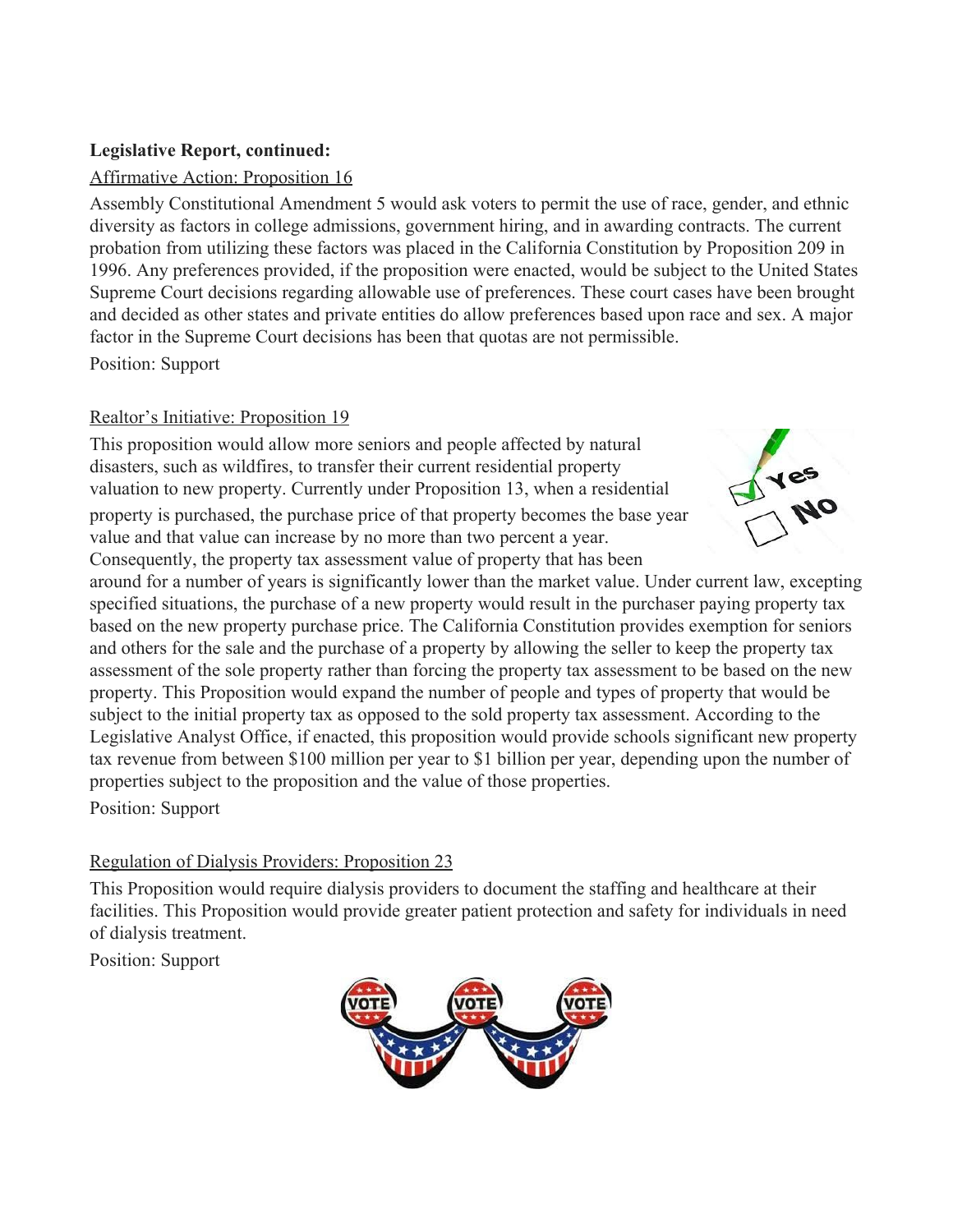**Legislative Report, continued:**

Affirmative Action: Proposition 16

Assembly Constitutional Amendment 5 would ask voters to permit the use of race, gender, and ethnic diversity as factors in college admissions, government hiring, and in awarding contracts. The current probation from utilizing these factors was placed in the California Constitution by Proposition 209 in 1996. Any preferences provided, if the proposition were enacted, would be subject to the United States Supreme Court decisions regarding allowable use of preferences. These court cases have been brought and decided as other states and private entities do allow preferences based upon race and sex. A major factor in the Supreme Court decisions has been that quotas are not permissible.

Position: Support

Realtor's Initiative: Proposition 19

This proposition would allow more seniors and people affected by natural disasters, such as wildfires, to transfer their current residential property valuation to new property. Currently under Proposition 13, when a residential property is purchased, the purchase price of that property becomes the base year value and that value can increase by no more than two percent a year. Consequently, the property tax assessment value of property that has been around for a number of years is significantly lower than the market value. Under current law, excepting specified situations, the purchase of a new property would result in the purchaser paying property tax based on the new property purchase price. The California Constitution provides exemption for seniors and others for the sale and the purchase of a property by allowing the seller to keep the property tax assessment of the sole property rather than forcing the property tax assessment to be based on the new property. This Proposition would expand the number of people and types of property that would be subject to the initial property tax as opposed to the sold property tax assessment. According to the Legislative Analyst Office, if enacted, this proposition would provide schools significant new property tax revenue from between $100 million per year to $1 billion per year, depending upon the number of properties subject to the proposition and the value of those properties.

Position: Support

Regulation of Dialysis Providers: Proposition 23

This Proposition would require dialysis providers to document the staffing and healthcare at their facilities. This Proposition would provide greater patient protection and safety for individuals in need of dialysis treatment.

Position: Support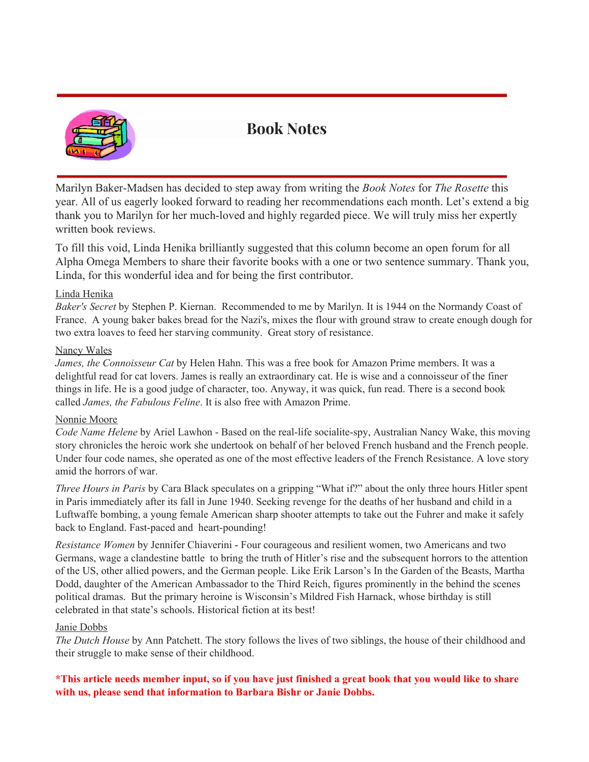# Book Notes

Marilyn Baker-Madsen has decided to step away from writing the *Book Notes* for *The Rosette* this year. All of us eagerly looked forward to reading her recommendations each month. Let's extend a big thank you to Marilyn for her much-loved and highly regarded piece. We will truly miss her expertly written book reviews.

To fill this void, Linda Henika brilliantly suggested that this column become an open forum for all Alpha Omega Members to share their favorite books with a one or two sentence summary. Thank you, Linda, for this wonderful idea and for being the first contributor.

Linda Henika
*Baker's Secret* by Stephen P. Kiernan. Recommended to me by Marilyn. It is 1944 on the Normandy Coast of France. A young baker bakes bread for the Nazi's, mixes the flour with ground straw to create enough dough for two extra loaves to feed her starving community. Great story of resistance.

Nancy Wales
*James, the Connoisseur Cat* by Helen Hahn. This was a free book for Amazon Prime members. It was a delightful read for cat lovers. James is really an extraordinary cat. He is wise and a connoisseur of the finer things in life. He is a good judge of character, too. Anyway, it was quick, fun read. There is a second book called *James, the Fabulous Feline*. It is also free with Amazon Prime.

Nonnie Moore
*Code Name Helene* by Ariel Lawhon - Based on the real-life socialite-spy, Australian Nancy Wake, this moving story chronicles the heroic work she undertook on behalf of her beloved French husband and the French people. Under four code names, she operated as one of the most effective leaders of the French Resistance. A love story amid the horrors of war.

*Three Hours in Paris* by Cara Black speculates on a gripping "What if?" about the only three hours Hitler spent in Paris immediately after its fall in June 1940. Seeking revenge for the deaths of her husband and child in a Luftwaffe bombing, a young female American sharp shooter attempts to take out the Fuhrer and make it safely back to England. Fast-paced and heart-pounding!

*Resistance Women* by Jennifer Chiaverini - Four courageous and resilient women, two Americans and two Germans, wage a clandestine battle to bring the truth of Hitler's rise and the subsequent horrors to the attention of the US, other allied powers, and the German people. Like Erik Larson's In the Garden of the Beasts, Martha Dodd, daughter of the American Ambassador to the Third Reich, figures prominently in the behind the scenes political dramas. But the primary heroine is Wisconsin's Mildred Fish Harnack, whose birthday is still celebrated in that state's schools. Historical fiction at its best!

Janie Dobbs
*The Dutch House* by Ann Patchett. The story follows the lives of two siblings, the house of their childhood and their struggle to make sense of their childhood.

**\*This article needs member input, so if you have just finished a great book that you would like to share with us, please send that information to Barbara Bishr or Janie Dobbs.**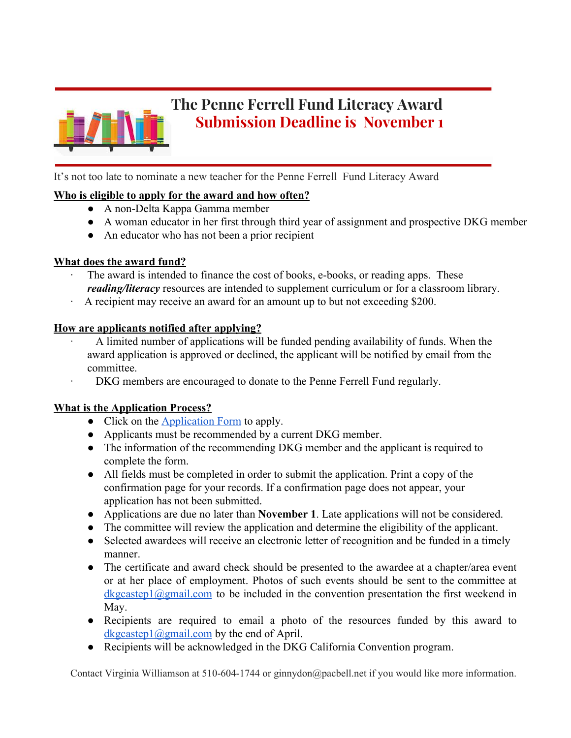# The Penne Ferrell Fund Literacy Award

## Submission Deadline is November 1

It's not too late to nominate a new teacher for the Penne Ferrell Fund Literacy Award

**Who is eligible to apply for the award and how often?**

- A non-Delta Kappa Gamma member
- A woman educator in her first through third year of assignment and prospective DKG member
- An educator who has not been a prior recipient

**What does the award fund?**

- The award is intended to finance the cost of books, e-books, or reading apps. These ***reading/literacy*** resources are intended to supplement curriculum or for a classroom library.
- A recipient may receive an award for an amount up to but not exceeding $200.

**How are applicants notified after applying?**

- A limited number of applications will be funded pending availability of funds. When the award application is approved or declined, the applicant will be notified by email from the committee.
- DKG members are encouraged to donate to the Penne Ferrell Fund regularly.

**What is the Application Process?**

- Click on the Application Form to apply.
- Applicants must be recommended by a current DKG member.
- The information of the recommending DKG member and the applicant is required to complete the form.
- All fields must be completed in order to submit the application. Print a copy of the confirmation page for your records. If a confirmation page does not appear, your application has not been submitted.
- Applications are due no later than **November 1**. Late applications will not be considered.
- The committee will review the application and determine the eligibility of the applicant.
- Selected awardees will receive an electronic letter of recognition and be funded in a timely manner.
- The certificate and award check should be presented to the awardee at a chapter/area event or at her place of employment. Photos of such events should be sent to the committee at dkgcastep1@gmail.com to be included in the convention presentation the first weekend in May.
- Recipients are required to email a photo of the resources funded by this award to dkgcastep1@gmail.com by the end of April.
- Recipients will be acknowledged in the DKG California Convention program.

Contact Virginia Williamson at 510-604-1744 or ginnydon@pacbell.net if you would like more information.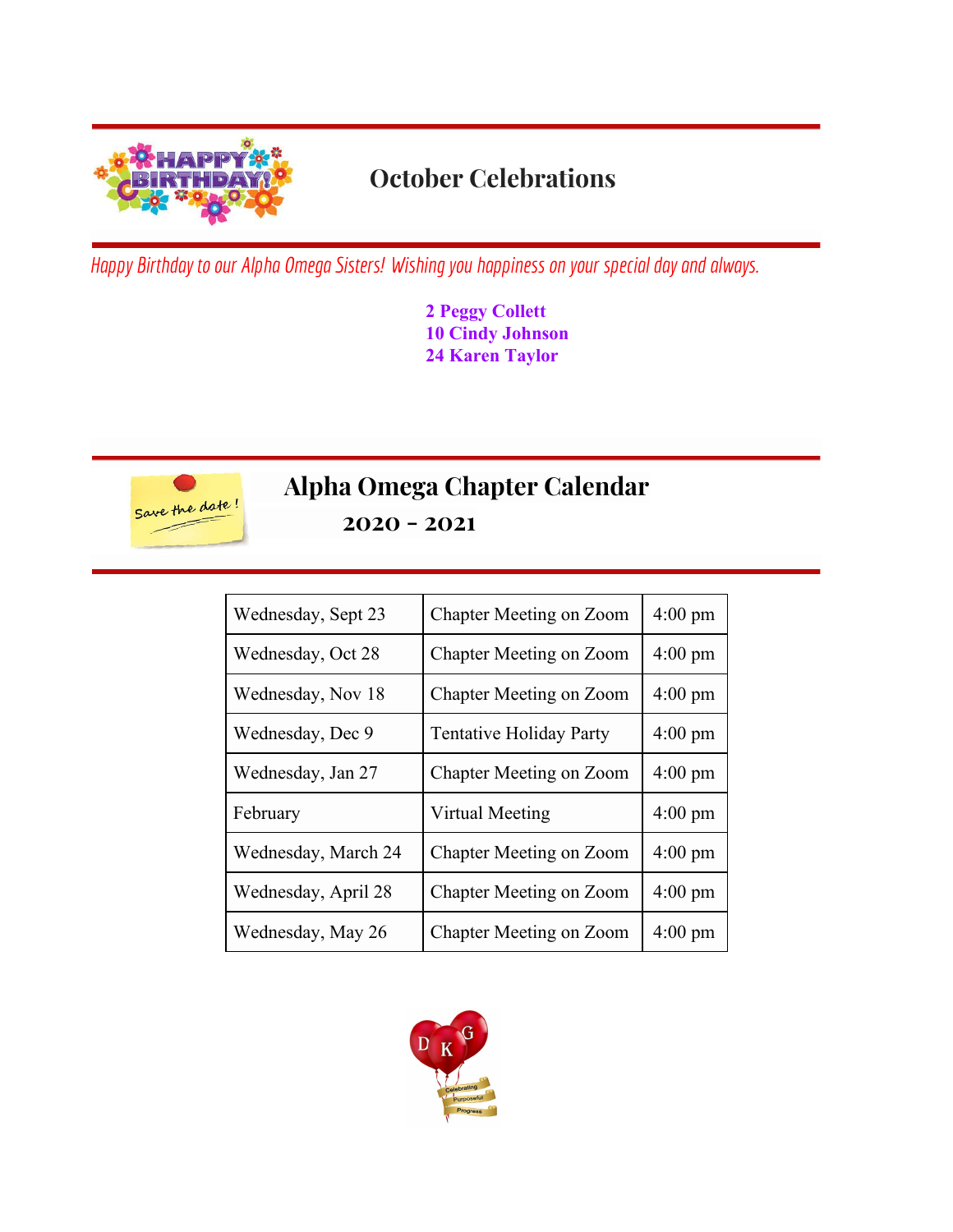## October Celebrations

*Happy Birthday to our Alpha Omega Sisters! Wishing you happiness on your special day and always.*

**2 Peggy Collett**
**10 Cindy Johnson**
**24 Karen Taylor**

## Alpha Omega Chapter Calendar

### 2020 - 2021

| | | |
|---|---|---|
| Wednesday, Sept 23 | Chapter Meeting on Zoom | 4:00 pm |
| Wednesday, Oct 28 | Chapter Meeting on Zoom | 4:00 pm |
| Wednesday, Nov 18 | Chapter Meeting on Zoom | 4:00 pm |
| Wednesday, Dec 9 | Tentative Holiday Party | 4:00 pm |
| Wednesday, Jan 27 | Chapter Meeting on Zoom | 4:00 pm |
| February | Virtual Meeting | 4:00 pm |
| Wednesday, March 24 | Chapter Meeting on Zoom | 4:00 pm |
| Wednesday, April 28 | Chapter Meeting on Zoom | 4:00 pm |
| Wednesday, May 26 | Chapter Meeting on Zoom | 4:00 pm |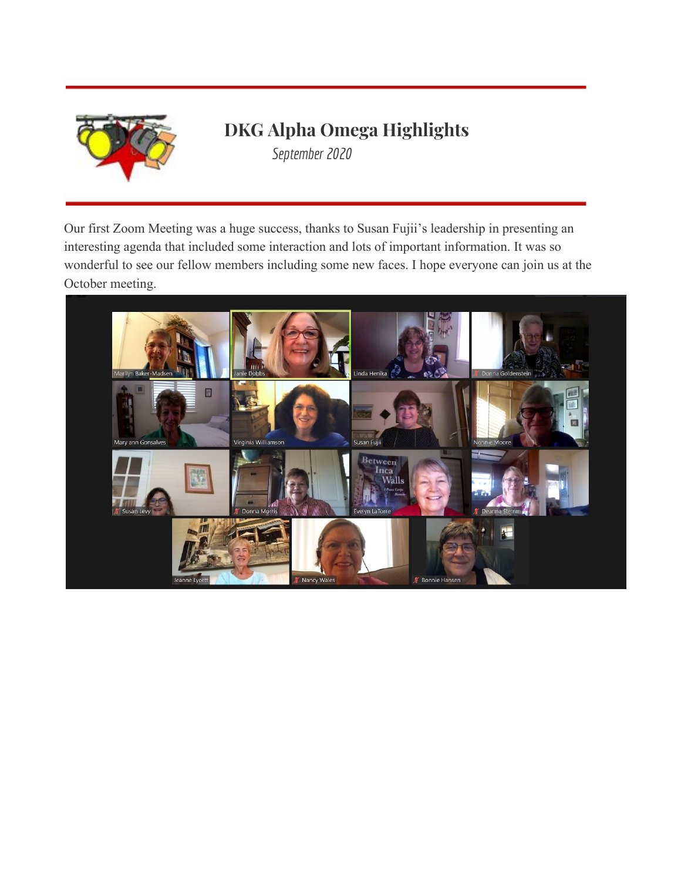# DKG Alpha Omega Highlights

*September 2020*

Our first Zoom Meeting was a huge success, thanks to Susan Fujii's leadership in presenting an interesting agenda that included some interaction and lots of important information. It was so wonderful to see our fellow members including some new faces. I hope everyone can join us at the October meeting.